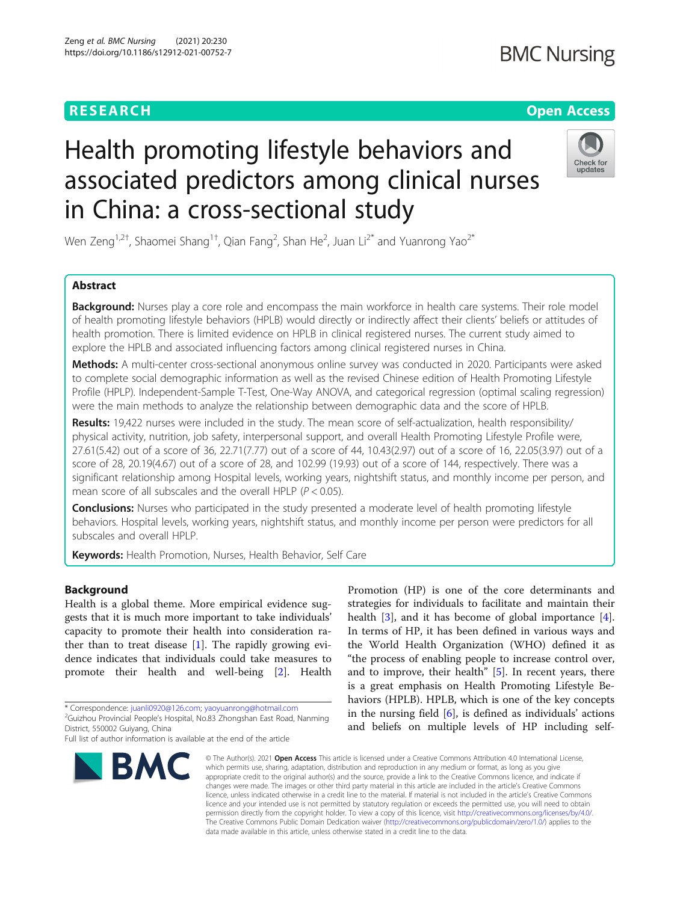RESEARCH

Open Access

# Health promoting lifestyle behaviors and associated predictors among clinical nurses in China: a cross-sectional study

Wen Zeng[1,2†], Shaomei Shang[1†], Qian Fang[2], Shan He[2], Juan Li[2*] and Yuanrong Yao[2*]

## Abstract

**Background:** Nurses play a core role and encompass the main workforce in health care systems. Their role model of health promoting lifestyle behaviors (HPLB) would directly or indirectly affect their clients' beliefs or attitudes of health promotion. There is limited evidence on HPLB in clinical registered nurses. The current study aimed to explore the HPLB and associated influencing factors among clinical registered nurses in China.

**Methods:** A multi-center cross-sectional anonymous online survey was conducted in 2020. Participants were asked to complete social demographic information as well as the revised Chinese edition of Health Promoting Lifestyle Profile (HPLP). Independent-Sample T-Test, One-Way ANOVA, and categorical regression (optimal scaling regression) were the main methods to analyze the relationship between demographic data and the score of HPLB.

**Results:** 19,422 nurses were included in the study. The mean score of self-actualization, health responsibility/ physical activity, nutrition, job safety, interpersonal support, and overall Health Promoting Lifestyle Profile were, 27.61(5.42) out of a score of 36, 22.71(7.77) out of a score of 44, 10.43(2.97) out of a score of 16, 22.05(3.97) out of a score of 28, 20.19(4.67) out of a score of 28, and 102.99 (19.93) out of a score of 144, respectively. There was a significant relationship among Hospital levels, working years, nightshift status, and monthly income per person, and mean score of all subscales and the overall HPLP ($P < 0.05$).

**Conclusions:** Nurses who participated in the study presented a moderate level of health promoting lifestyle behaviors. Hospital levels, working years, nightshift status, and monthly income per person were predictors for all subscales and overall HPLP.

**Keywords:** Health Promotion, Nurses, Health Behavior, Self Care

## Background

Health is a global theme. More empirical evidence suggests that it is much more important to take individuals' capacity to promote their health into consideration rather than to treat disease [1]. The rapidly growing evidence indicates that individuals could take measures to promote their health and well-being [2]. Health Promotion (HP) is one of the core determinants and strategies for individuals to facilitate and maintain their health [3], and it has become of global importance [4]. In terms of HP, it has been defined in various ways and the World Health Organization (WHO) defined it as "the process of enabling people to increase control over, and to improve, their health" [5]. In recent years, there is a great emphasis on Health Promoting Lifestyle Behaviors (HPLB). HPLB, which is one of the key concepts in the nursing field [6], is defined as individuals' actions and beliefs on multiple levels of HP including self-

\* Correspondence: juanli0920@126.com; yaoyuanrong@hotmail.com
[2]Guizhou Provincial People's Hospital, No.83 Zhongshan East Road, Nanming District, 550002 Guiyang, China
Full list of author information is available at the end of the article

© The Author(s). 2021 **Open Access** This article is licensed under a Creative Commons Attribution 4.0 International License, which permits use, sharing, adaptation, distribution and reproduction in any medium or format, as long as you give appropriate credit to the original author(s) and the source, provide a link to the Creative Commons licence, and indicate if changes were made. The images or other third party material in this article are included in the article's Creative Commons licence, unless indicated otherwise in a credit line to the material. If material is not included in the article's Creative Commons licence and your intended use is not permitted by statutory regulation or exceeds the permitted use, you will need to obtain permission directly from the copyright holder. To view a copy of this licence, visit http://creativecommons.org/licenses/by/4.0/. The Creative Commons Public Domain Dedication waiver (http://creativecommons.org/publicdomain/zero/1.0/) applies to the data made available in this article, unless otherwise stated in a credit line to the data.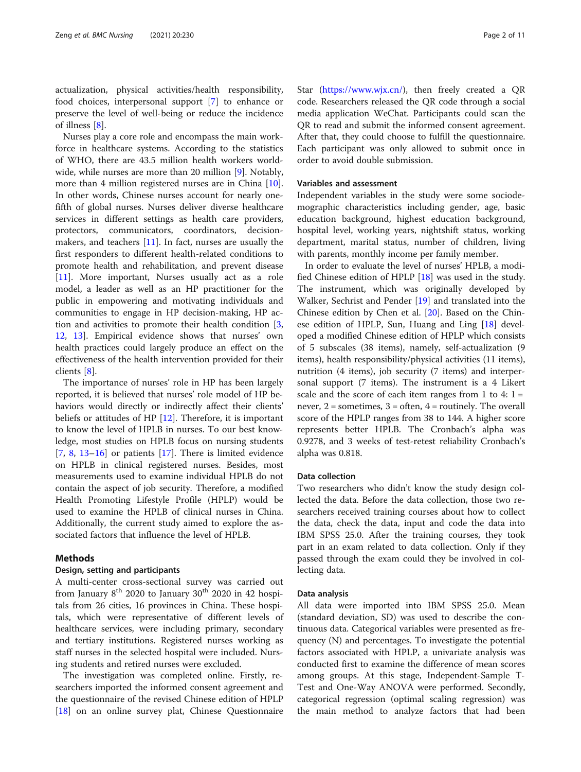actualization, physical activities/health responsibility, food choices, interpersonal support [7] to enhance or preserve the level of well-being or reduce the incidence of illness [8].

Nurses play a core role and encompass the main workforce in healthcare systems. According to the statistics of WHO, there are 43.5 million health workers worldwide, while nurses are more than 20 million [9]. Notably, more than 4 million registered nurses are in China [10]. In other words, Chinese nurses account for nearly one-fifth of global nurses. Nurses deliver diverse healthcare services in different settings as health care providers, protectors, communicators, coordinators, decision-makers, and teachers [11]. In fact, nurses are usually the first responders to different health-related conditions to promote health and rehabilitation, and prevent disease [11]. More important, Nurses usually act as a role model, a leader as well as an HP practitioner for the public in empowering and motivating individuals and communities to engage in HP decision-making, HP action and activities to promote their health condition [3, 12, 13]. Empirical evidence shows that nurses' own health practices could largely produce an effect on the effectiveness of the health intervention provided for their clients [8].

The importance of nurses' role in HP has been largely reported, it is believed that nurses' role model of HP behaviors would directly or indirectly affect their clients' beliefs or attitudes of HP [12]. Therefore, it is important to know the level of HPLB in nurses. To our best knowledge, most studies on HPLB focus on nursing students [7, 8, 13–16] or patients [17]. There is limited evidence on HPLB in clinical registered nurses. Besides, most measurements used to examine individual HPLB do not contain the aspect of job security. Therefore, a modified Health Promoting Lifestyle Profile (HPLP) would be used to examine the HPLB of clinical nurses in China. Additionally, the current study aimed to explore the associated factors that influence the level of HPLB.

## Methods

### Design, setting and participants

A multi-center cross-sectional survey was carried out from January 8th 2020 to January 30th 2020 in 42 hospitals from 26 cities, 16 provinces in China. These hospitals, which were representative of different levels of healthcare services, were including primary, secondary and tertiary institutions. Registered nurses working as staff nurses in the selected hospital were included. Nursing students and retired nurses were excluded.

The investigation was completed online. Firstly, researchers imported the informed consent agreement and the questionnaire of the revised Chinese edition of HPLP [18] on an online survey plat, Chinese Questionnaire Star (https://www.wjx.cn/), then freely created a QR code. Researchers released the QR code through a social media application WeChat. Participants could scan the QR to read and submit the informed consent agreement. After that, they could choose to fulfill the questionnaire. Each participant was only allowed to submit once in order to avoid double submission.

### Variables and assessment

Independent variables in the study were some sociodemographic characteristics including gender, age, basic education background, highest education background, hospital level, working years, nightshift status, working department, marital status, number of children, living with parents, monthly income per family member.

In order to evaluate the level of nurses' HPLB, a modified Chinese edition of HPLP [18] was used in the study. The instrument, which was originally developed by Walker, Sechrist and Pender [19] and translated into the Chinese edition by Chen et al. [20]. Based on the Chinese edition of HPLP, Sun, Huang and Ling [18] developed a modified Chinese edition of HPLP which consists of 5 subscales (38 items), namely, self-actualization (9 items), health responsibility/physical activities (11 items), nutrition (4 items), job security (7 items) and interpersonal support (7 items). The instrument is a 4 Likert scale and the score of each item ranges from 1 to 4: 1 = never, 2 = sometimes, 3 = often, 4 = routinely. The overall score of the HPLP ranges from 38 to 144. A higher score represents better HPLB. The Cronbach's alpha was 0.9278, and 3 weeks of test-retest reliability Cronbach's alpha was 0.818.

### Data collection

Two researchers who didn't know the study design collected the data. Before the data collection, those two researchers received training courses about how to collect the data, check the data, input and code the data into IBM SPSS 25.0. After the training courses, they took part in an exam related to data collection. Only if they passed through the exam could they be involved in collecting data.

### Data analysis

All data were imported into IBM SPSS 25.0. Mean (standard deviation, SD) was used to describe the continuous data. Categorical variables were presented as frequency (N) and percentages. To investigate the potential factors associated with HPLP, a univariate analysis was conducted first to examine the difference of mean scores among groups. At this stage, Independent-Sample T-Test and One-Way ANOVA were performed. Secondly, categorical regression (optimal scaling regression) was the main method to analyze factors that had been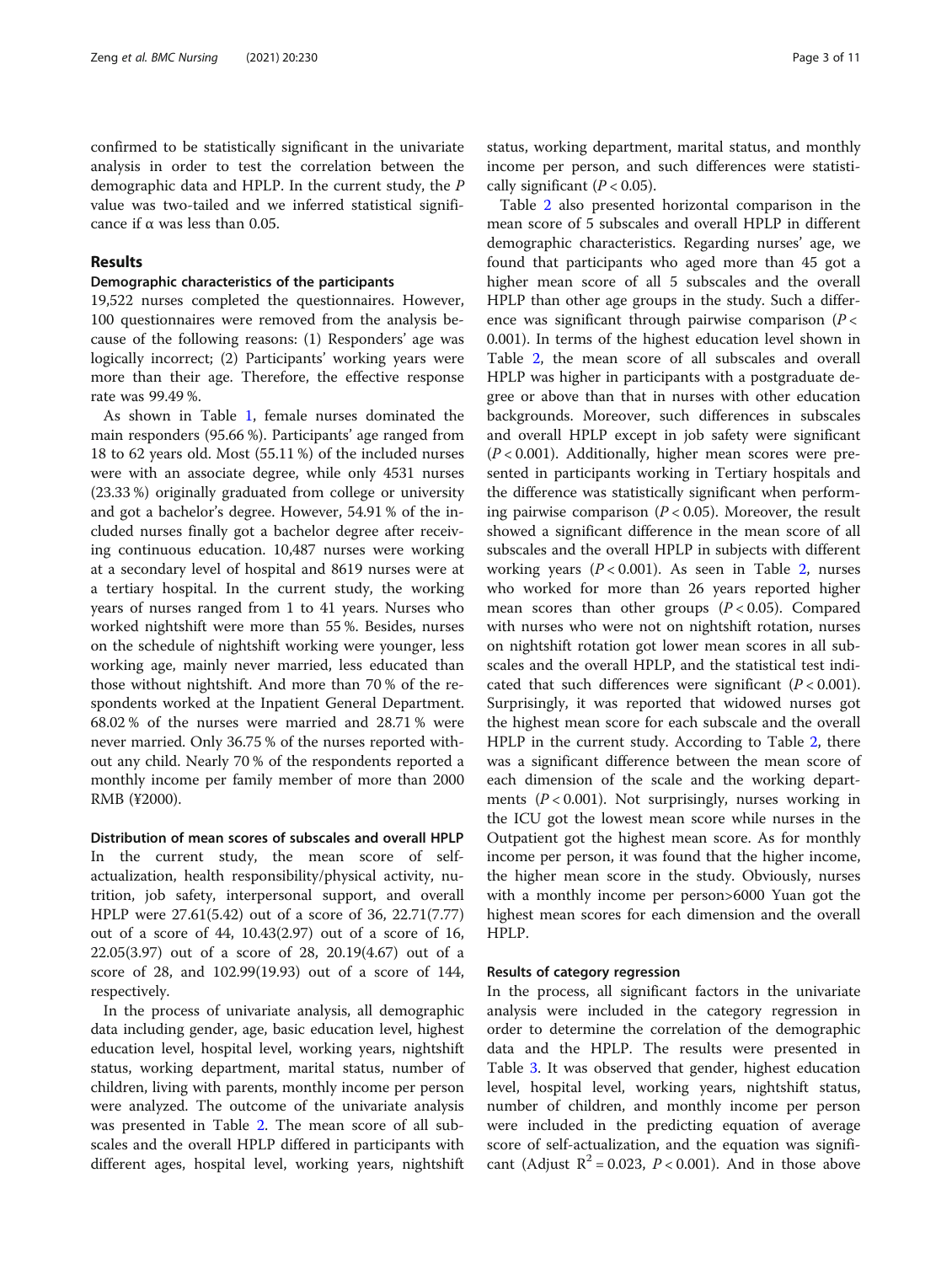confirmed to be statistically significant in the univariate analysis in order to test the correlation between the demographic data and HPLP. In the current study, the $P$ value was two-tailed and we inferred statistical significance if α was less than 0.05.

## Results

### Demographic characteristics of the participants

19,522 nurses completed the questionnaires. However, 100 questionnaires were removed from the analysis because of the following reasons: (1) Responders' age was logically incorrect; (2) Participants' working years were more than their age. Therefore, the effective response rate was 99.49 %.

As shown in Table 1, female nurses dominated the main responders (95.66 %). Participants' age ranged from 18 to 62 years old. Most (55.11 %) of the included nurses were with an associate degree, while only 4531 nurses (23.33 %) originally graduated from college or university and got a bachelor's degree. However, 54.91 % of the included nurses finally got a bachelor degree after receiving continuous education. 10,487 nurses were working at a secondary level of hospital and 8619 nurses were at a tertiary hospital. In the current study, the working years of nurses ranged from 1 to 41 years. Nurses who worked nightshift were more than 55 %. Besides, nurses on the schedule of nightshift working were younger, less working age, mainly never married, less educated than those without nightshift. And more than 70 % of the respondents worked at the Inpatient General Department. 68.02 % of the nurses were married and 28.71 % were never married. Only 36.75 % of the nurses reported without any child. Nearly 70 % of the respondents reported a monthly income per family member of more than 2000 RMB (¥2000).

### Distribution of mean scores of subscales and overall HPLP

In the current study, the mean score of self-actualization, health responsibility/physical activity, nutrition, job safety, interpersonal support, and overall HPLP were 27.61(5.42) out of a score of 36, 22.71(7.77) out of a score of 44, 10.43(2.97) out of a score of 16, 22.05(3.97) out of a score of 28, 20.19(4.67) out of a score of 28, and 102.99(19.93) out of a score of 144, respectively.

In the process of univariate analysis, all demographic data including gender, age, basic education level, highest education level, hospital level, working years, nightshift status, working department, marital status, number of children, living with parents, monthly income per person were analyzed. The outcome of the univariate analysis was presented in Table 2. The mean score of all subscales and the overall HPLP differed in participants with different ages, hospital level, working years, nightshift status, working department, marital status, and monthly income per person, and such differences were statistically significant ($P < 0.05$).

Table 2 also presented horizontal comparison in the mean score of 5 subscales and overall HPLP in different demographic characteristics. Regarding nurses' age, we found that participants who aged more than 45 got a higher mean score of all 5 subscales and the overall HPLP than other age groups in the study. Such a difference was significant through pairwise comparison ($P <$ 0.001). In terms of the highest education level shown in Table 2, the mean score of all subscales and overall HPLP was higher in participants with a postgraduate degree or above than that in nurses with other education backgrounds. Moreover, such differences in subscales and overall HPLP except in job safety were significant ($P < 0.001$). Additionally, higher mean scores were presented in participants working in Tertiary hospitals and the difference was statistically significant when performing pairwise comparison ($P < 0.05$). Moreover, the result showed a significant difference in the mean score of all subscales and the overall HPLP in subjects with different working years ($P < 0.001$). As seen in Table 2, nurses who worked for more than 26 years reported higher mean scores than other groups ($P < 0.05$). Compared with nurses who were not on nightshift rotation, nurses on nightshift rotation got lower mean scores in all subscales and the overall HPLP, and the statistical test indicated that such differences were significant ($P < 0.001$). Surprisingly, it was reported that widowed nurses got the highest mean score for each subscale and the overall HPLP in the current study. According to Table 2, there was a significant difference between the mean score of each dimension of the scale and the working departments ($P < 0.001$). Not surprisingly, nurses working in the ICU got the lowest mean score while nurses in the Outpatient got the highest mean score. As for monthly income per person, it was found that the higher income, the higher mean score in the study. Obviously, nurses with a monthly income per person>6000 Yuan got the highest mean scores for each dimension and the overall HPLP.

### Results of category regression

In the process, all significant factors in the univariate analysis were included in the category regression in order to determine the correlation of the demographic data and the HPLP. The results were presented in Table 3. It was observed that gender, highest education level, hospital level, working years, nightshift status, number of children, and monthly income per person were included in the predicting equation of average score of self-actualization, and the equation was significant (Adjust $R^2 = 0.023$, $P < 0.001$). And in those above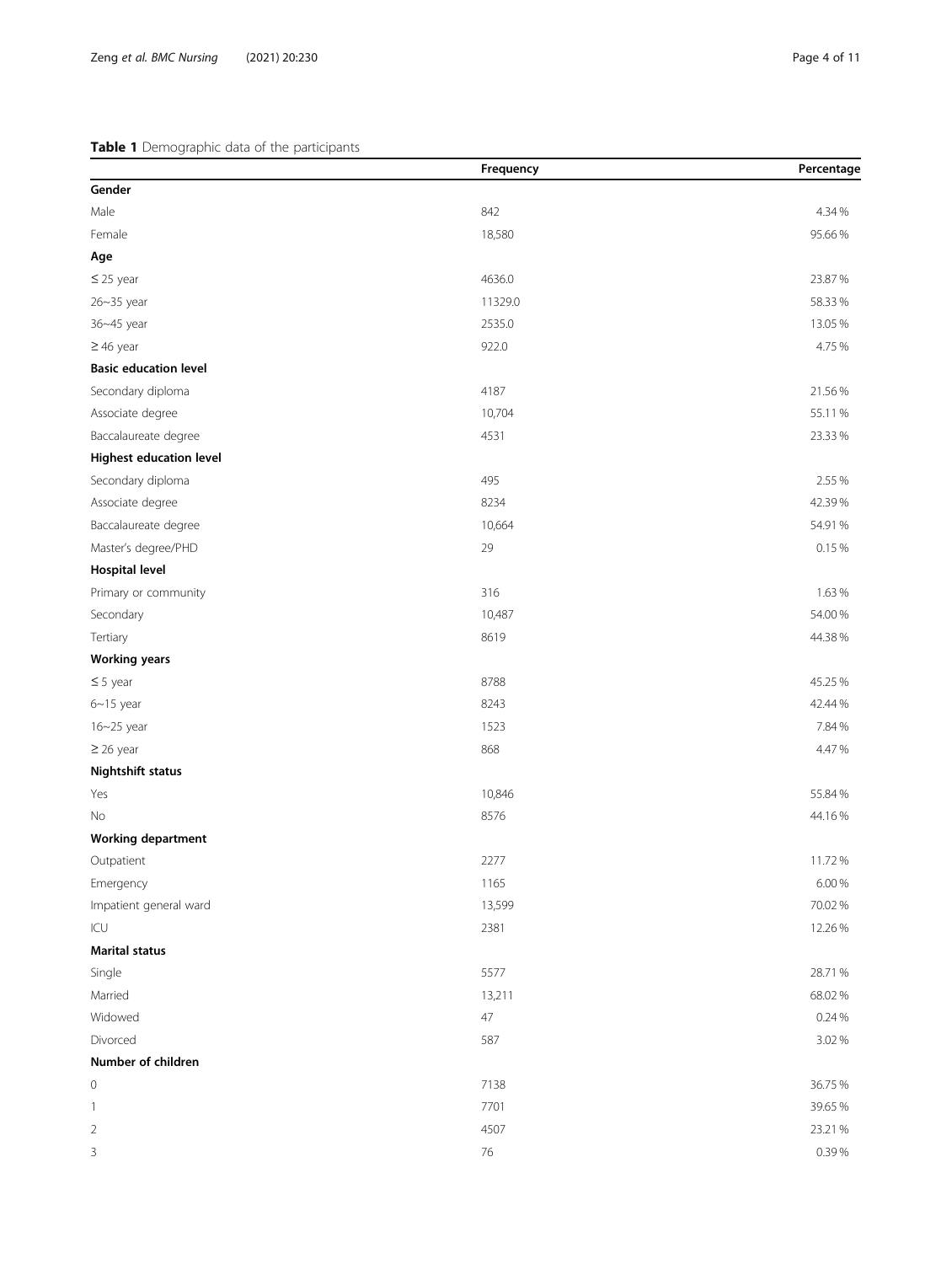**Table 1** Demographic data of the participants

| | Frequency | Percentage |
|---|---|---|
| **Gender** | | |
| Male | 842 | 4.34 % |
| Female | 18,580 | 95.66 % |
| **Age** | | |
| ≤ 25 year | 4636.0 | 23.87 % |
| 26~35 year | 11329.0 | 58.33 % |
| 36~45 year | 2535.0 | 13.05 % |
| ≥ 46 year | 922.0 | 4.75 % |
| **Basic education level** | | |
| Secondary diploma | 4187 | 21.56 % |
| Associate degree | 10,704 | 55.11 % |
| Baccalaureate degree | 4531 | 23.33 % |
| **Highest education level** | | |
| Secondary diploma | 495 | 2.55 % |
| Associate degree | 8234 | 42.39 % |
| Baccalaureate degree | 10,664 | 54.91 % |
| Master's degree/PHD | 29 | 0.15 % |
| **Hospital level** | | |
| Primary or community | 316 | 1.63 % |
| Secondary | 10,487 | 54.00 % |
| Tertiary | 8619 | 44.38 % |
| **Working years** | | |
| ≤ 5 year | 8788 | 45.25 % |
| 6~15 year | 8243 | 42.44 % |
| 16~25 year | 1523 | 7.84 % |
| ≥ 26 year | 868 | 4.47 % |
| **Nightshift status** | | |
| Yes | 10,846 | 55.84 % |
| No | 8576 | 44.16 % |
| **Working department** | | |
| Outpatient | 2277 | 11.72 % |
| Emergency | 1165 | 6.00 % |
| Inpatient general ward | 13,599 | 70.02 % |
| ICU | 2381 | 12.26 % |
| **Marital status** | | |
| Single | 5577 | 28.71 % |
| Married | 13,211 | 68.02 % |
| Widowed | 47 | 0.24 % |
| Divorced | 587 | 3.02 % |
| **Number of children** | | |
| 0 | 7138 | 36.75 % |
| 1 | 7701 | 39.65 % |
| 2 | 4507 | 23.21 % |
| 3 | 76 | 0.39 % |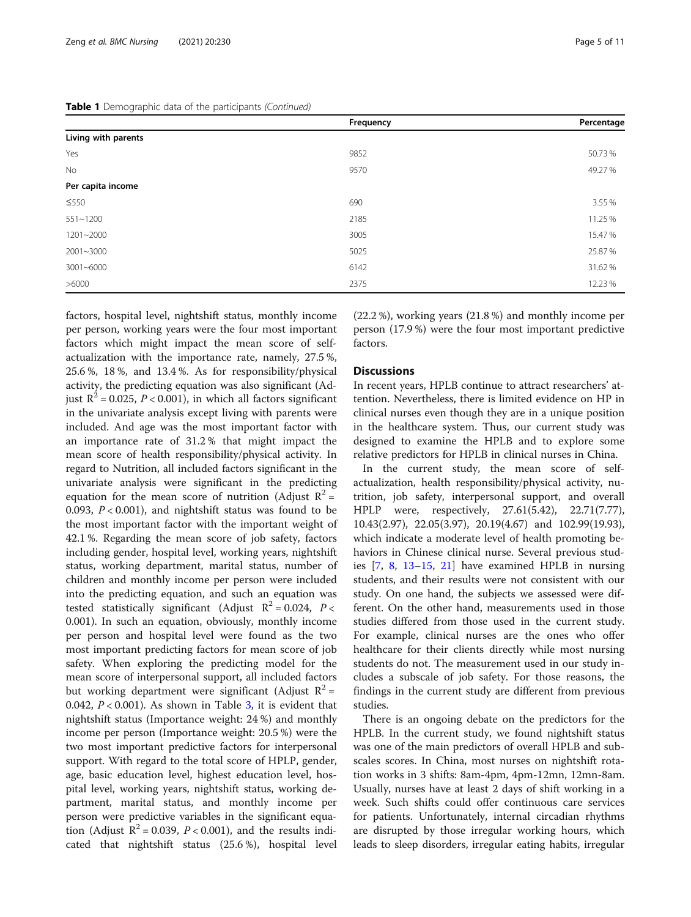**Table 1** Demographic data of the participants *(Continued)*

|  | Frequency | Percentage |
|---|---|---|
| **Living with parents** | | |
| Yes | 9852 | 50.73 % |
| No | 9570 | 49.27 % |
| **Per capita income** | | |
| ≤550 | 690 | 3.55 % |
| 551~1200 | 2185 | 11.25 % |
| 1201~2000 | 3005 | 15.47 % |
| 2001~3000 | 5025 | 25.87 % |
| 3001~6000 | 6142 | 31.62 % |
| >6000 | 2375 | 12.23 % |

factors, hospital level, nightshift status, monthly income per person, working years were the four most important factors which might impact the mean score of self-actualization with the importance rate, namely, 27.5 %, 25.6 %, 18 %, and 13.4 %. As for responsibility/physical activity, the predicting equation was also significant (Adjust $R^2$ = 0.025, $P < 0.001$), in which all factors significant in the univariate analysis except living with parents were included. And age was the most important factor with an importance rate of 31.2 % that might impact the mean score of health responsibility/physical activity. In regard to Nutrition, all included factors significant in the univariate analysis were significant in the predicting equation for the mean score of nutrition (Adjust $R^2$ = 0.093, $P < 0.001$), and nightshift status was found to be the most important factor with the important weight of 42.1 %. Regarding the mean score of job safety, factors including gender, hospital level, working years, nightshift status, working department, marital status, number of children and monthly income per person were included into the predicting equation, and such an equation was tested statistically significant (Adjust $R^2$ = 0.024, $P <$ 0.001). In such an equation, obviously, monthly income per person and hospital level were found as the two most important predicting factors for mean score of job safety. When exploring the predicting model for the mean score of interpersonal support, all included factors but working department were significant (Adjust $R^2$ = 0.042, $P < 0.001$). As shown in Table 3, it is evident that nightshift status (Importance weight: 24 %) and monthly income per person (Importance weight: 20.5 %) were the two most important predictive factors for interpersonal support. With regard to the total score of HPLP, gender, age, basic education level, highest education level, hospital level, working years, nightshift status, working department, marital status, and monthly income per person were predictive variables in the significant equation (Adjust $R^2$ = 0.039, $P < 0.001$), and the results indicated that nightshift status (25.6 %), hospital level (22.2 %), working years (21.8 %) and monthly income per person (17.9 %) were the four most important predictive factors.

## Discussions

In recent years, HPLB continue to attract researchers' attention. Nevertheless, there is limited evidence on HP in clinical nurses even though they are in a unique position in the healthcare system. Thus, our current study was designed to examine the HPLB and to explore some relative predictors for HPLB in clinical nurses in China.

In the current study, the mean score of self-actualization, health responsibility/physical activity, nutrition, job safety, interpersonal support, and overall HPLP were, respectively, 27.61(5.42), 22.71(7.77), 10.43(2.97), 22.05(3.97), 20.19(4.67) and 102.99(19.93), which indicate a moderate level of health promoting behaviors in Chinese clinical nurse. Several previous studies [7, 8, 13–15, 21] have examined HPLB in nursing students, and their results were not consistent with our study. On one hand, the subjects we assessed were different. On the other hand, measurements used in those studies differed from those used in the current study. For example, clinical nurses are the ones who offer healthcare for their clients directly while most nursing students do not. The measurement used in our study includes a subscale of job safety. For those reasons, the findings in the current study are different from previous studies.

There is an ongoing debate on the predictors for the HPLB. In the current study, we found nightshift status was one of the main predictors of overall HPLB and subscales scores. In China, most nurses on nightshift rotation works in 3 shifts: 8am-4pm, 4pm-12mn, 12mn-8am. Usually, nurses have at least 2 days of shift working in a week. Such shifts could offer continuous care services for patients. Unfortunately, internal circadian rhythms are disrupted by those irregular working hours, which leads to sleep disorders, irregular eating habits, irregular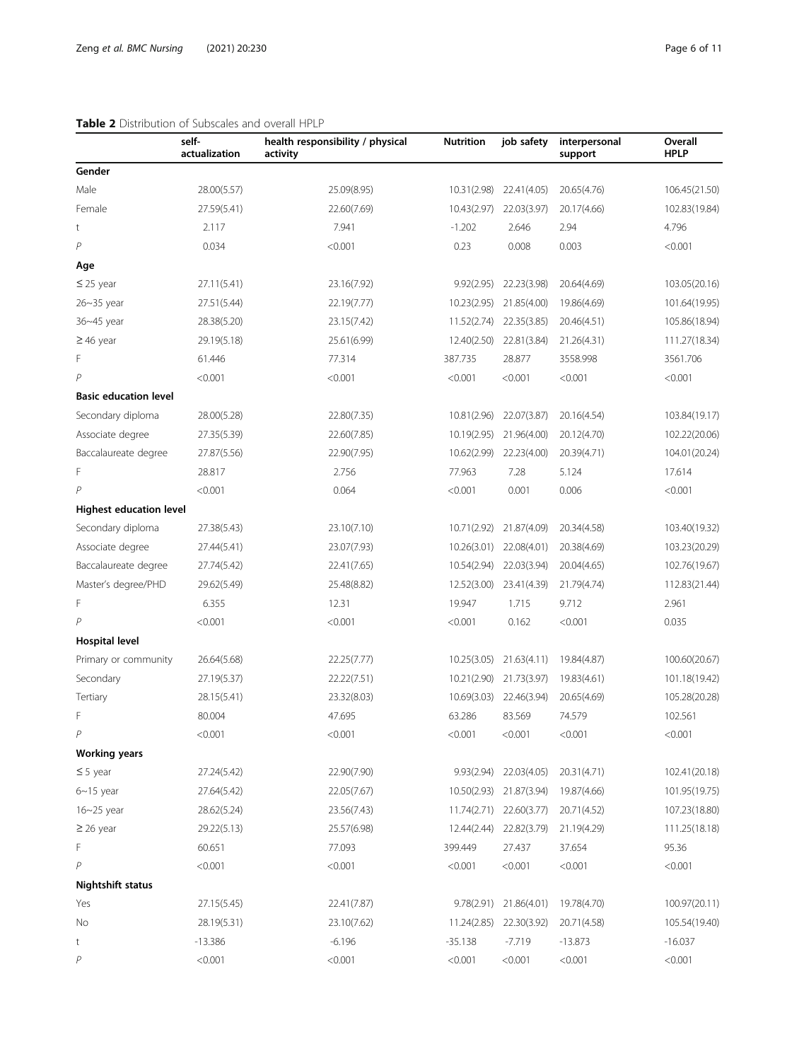**Table 2** Distribution of Subscales and overall HPLP

| | self-actualization | health responsibility / physical activity | Nutrition | job safety | interpersonal support | Overall HPLP |
|---|---|---|---|---|---|---|
| **Gender** | | | | | | |
| Male | 28.00(5.57) | 25.09(8.95) | 10.31(2.98) | 22.41(4.05) | 20.65(4.76) | 106.45(21.50) |
| Female | 27.59(5.41) | 22.60(7.69) | 10.43(2.97) | 22.03(3.97) | 20.17(4.66) | 102.83(19.84) |
| t | 2.117 | 7.941 | -1.202 | 2.646 | 2.94 | 4.796 |
| *P* | 0.034 | <0.001 | 0.23 | 0.008 | 0.003 | <0.001 |
| **Age** | | | | | | |
| ≤ 25 year | 27.11(5.41) | 23.16(7.92) | 9.92(2.95) | 22.23(3.98) | 20.64(4.69) | 103.05(20.16) |
| 26~35 year | 27.51(5.44) | 22.19(7.77) | 10.23(2.95) | 21.85(4.00) | 19.86(4.69) | 101.64(19.95) |
| 36~45 year | 28.38(5.20) | 23.15(7.42) | 11.52(2.74) | 22.35(3.85) | 20.46(4.51) | 105.86(18.94) |
| ≥ 46 year | 29.19(5.18) | 25.61(6.99) | 12.40(2.50) | 22.81(3.84) | 21.26(4.31) | 111.27(18.34) |
| F | 61.446 | 77.314 | 387.735 | 28.877 | 3558.998 | 3561.706 |
| *P* | <0.001 | <0.001 | <0.001 | <0.001 | <0.001 | <0.001 |
| **Basic education level** | | | | | | |
| Secondary diploma | 28.00(5.28) | 22.80(7.35) | 10.81(2.96) | 22.07(3.87) | 20.16(4.54) | 103.84(19.17) |
| Associate degree | 27.35(5.39) | 22.60(7.85) | 10.19(2.95) | 21.96(4.00) | 20.12(4.70) | 102.22(20.06) |
| Baccalaureate degree | 27.87(5.56) | 22.90(7.95) | 10.62(2.99) | 22.23(4.00) | 20.39(4.71) | 104.01(20.24) |
| F | 28.817 | 2.756 | 77.963 | 7.28 | 5.124 | 17.614 |
| *P* | <0.001 | 0.064 | <0.001 | 0.001 | 0.006 | <0.001 |
| **Highest education level** | | | | | | |
| Secondary diploma | 27.38(5.43) | 23.10(7.10) | 10.71(2.92) | 21.87(4.09) | 20.34(4.58) | 103.40(19.32) |
| Associate degree | 27.44(5.41) | 23.07(7.93) | 10.26(3.01) | 22.08(4.01) | 20.38(4.69) | 103.23(20.29) |
| Baccalaureate degree | 27.74(5.42) | 22.41(7.65) | 10.54(2.94) | 22.03(3.94) | 20.04(4.65) | 102.76(19.67) |
| Master's degree/PHD | 29.62(5.49) | 25.48(8.82) | 12.52(3.00) | 23.41(4.39) | 21.79(4.74) | 112.83(21.44) |
| F | 6.355 | 12.31 | 19.947 | 1.715 | 9.712 | 2.961 |
| *P* | <0.001 | <0.001 | <0.001 | 0.162 | <0.001 | 0.035 |
| **Hospital level** | | | | | | |
| Primary or community | 26.64(5.68) | 22.25(7.77) | 10.25(3.05) | 21.63(4.11) | 19.84(4.87) | 100.60(20.67) |
| Secondary | 27.19(5.37) | 22.22(7.51) | 10.21(2.90) | 21.73(3.97) | 19.83(4.61) | 101.18(19.42) |
| Tertiary | 28.15(5.41) | 23.32(8.03) | 10.69(3.03) | 22.46(3.94) | 20.65(4.69) | 105.28(20.28) |
| F | 80.004 | 47.695 | 63.286 | 83.569 | 74.579 | 102.561 |
| *P* | <0.001 | <0.001 | <0.001 | <0.001 | <0.001 | <0.001 |
| **Working years** | | | | | | |
| ≤ 5 year | 27.24(5.42) | 22.90(7.90) | 9.93(2.94) | 22.03(4.05) | 20.31(4.71) | 102.41(20.18) |
| 6~15 year | 27.64(5.42) | 22.05(7.67) | 10.50(2.93) | 21.87(3.94) | 19.87(4.66) | 101.95(19.75) |
| 16~25 year | 28.62(5.24) | 23.56(7.43) | 11.74(2.71) | 22.60(3.77) | 20.71(4.52) | 107.23(18.80) |
| ≥ 26 year | 29.22(5.13) | 25.57(6.98) | 12.44(2.44) | 22.82(3.79) | 21.19(4.29) | 111.25(18.18) |
| F | 60.651 | 77.093 | 399.449 | 27.437 | 37.654 | 95.36 |
| *P* | <0.001 | <0.001 | <0.001 | <0.001 | <0.001 | <0.001 |
| **Nightshift status** | | | | | | |
| Yes | 27.15(5.45) | 22.41(7.87) | 9.78(2.91) | 21.86(4.01) | 19.78(4.70) | 100.97(20.11) |
| No | 28.19(5.31) | 23.10(7.62) | 11.24(2.85) | 22.30(3.92) | 20.71(4.58) | 105.54(19.40) |
| t | -13.386 | -6.196 | -35.138 | -7.719 | -13.873 | -16.037 |
| *P* | <0.001 | <0.001 | <0.001 | <0.001 | <0.001 | <0.001 |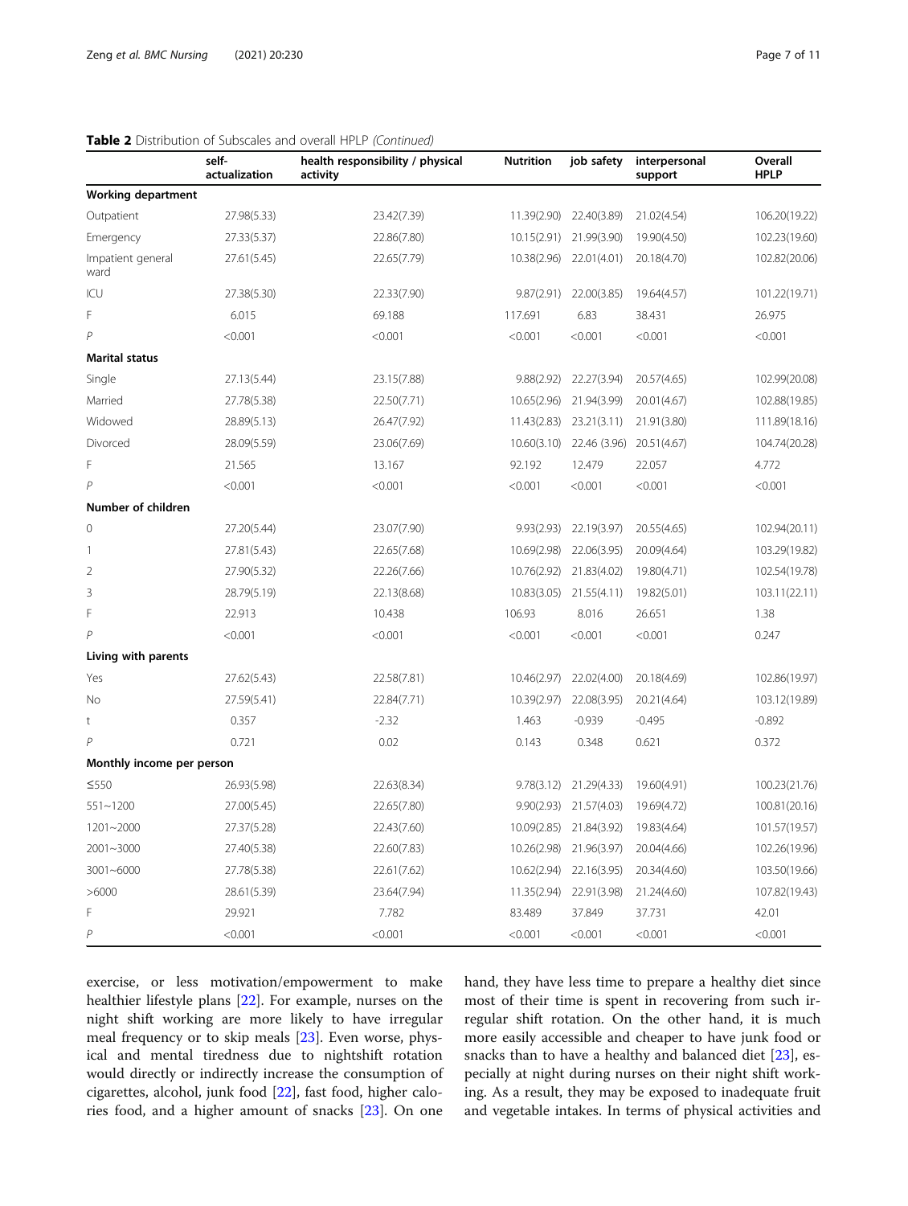**Table 2** Distribution of Subscales and overall HPLP *(Continued)*

| | self-actualization | health responsibility / physical activity | Nutrition | job safety | interpersonal support | Overall HPLP |
|---|---|---|---|---|---|---|
| **Working department** | | | | | | |
| Outpatient | 27.98(5.33) | 23.42(7.39) | 11.39(2.90) | 22.40(3.89) | 21.02(4.54) | 106.20(19.22) |
| Emergency | 27.33(5.37) | 22.86(7.80) | 10.15(2.91) | 21.99(3.90) | 19.90(4.50) | 102.23(19.60) |
| Impatient general ward | 27.61(5.45) | 22.65(7.79) | 10.38(2.96) | 22.01(4.01) | 20.18(4.70) | 102.82(20.06) |
| ICU | 27.38(5.30) | 22.33(7.90) | 9.87(2.91) | 22.00(3.85) | 19.64(4.57) | 101.22(19.71) |
| F | 6.015 | 69.188 | 117.691 | 6.83 | 38.431 | 26.975 |
| *P* | <0.001 | <0.001 | <0.001 | <0.001 | <0.001 | <0.001 |
| **Marital status** | | | | | | |
| Single | 27.13(5.44) | 23.15(7.88) | 9.88(2.92) | 22.27(3.94) | 20.57(4.65) | 102.99(20.08) |
| Married | 27.78(5.38) | 22.50(7.71) | 10.65(2.96) | 21.94(3.99) | 20.01(4.67) | 102.88(19.85) |
| Widowed | 28.89(5.13) | 26.47(7.92) | 11.43(2.83) | 23.21(3.11) | 21.91(3.80) | 111.89(18.16) |
| Divorced | 28.09(5.59) | 23.06(7.69) | 10.60(3.10) | 22.46 (3.96) | 20.51(4.67) | 104.74(20.28) |
| F | 21.565 | 13.167 | 92.192 | 12.479 | 22.057 | 4.772 |
| *P* | <0.001 | <0.001 | <0.001 | <0.001 | <0.001 | <0.001 |
| **Number of children** | | | | | | |
| 0 | 27.20(5.44) | 23.07(7.90) | 9.93(2.93) | 22.19(3.97) | 20.55(4.65) | 102.94(20.11) |
| 1 | 27.81(5.43) | 22.65(7.68) | 10.69(2.98) | 22.06(3.95) | 20.09(4.64) | 103.29(19.82) |
| 2 | 27.90(5.32) | 22.26(7.66) | 10.76(2.92) | 21.83(4.02) | 19.80(4.71) | 102.54(19.78) |
| 3 | 28.79(5.19) | 22.13(8.68) | 10.83(3.05) | 21.55(4.11) | 19.82(5.01) | 103.11(22.11) |
| F | 22.913 | 10.438 | 106.93 | 8.016 | 26.651 | 1.38 |
| *P* | <0.001 | <0.001 | <0.001 | <0.001 | <0.001 | 0.247 |
| **Living with parents** | | | | | | |
| Yes | 27.62(5.43) | 22.58(7.81) | 10.46(2.97) | 22.02(4.00) | 20.18(4.69) | 102.86(19.97) |
| No | 27.59(5.41) | 22.84(7.71) | 10.39(2.97) | 22.08(3.95) | 20.21(4.64) | 103.12(19.89) |
| t | 0.357 | -2.32 | 1.463 | -0.939 | -0.495 | -0.892 |
| *P* | 0.721 | 0.02 | 0.143 | 0.348 | 0.621 | 0.372 |
| **Monthly income per person** | | | | | | |
| ≤550 | 26.93(5.98) | 22.63(8.34) | 9.78(3.12) | 21.29(4.33) | 19.60(4.91) | 100.23(21.76) |
| 551~1200 | 27.00(5.45) | 22.65(7.80) | 9.90(2.93) | 21.57(4.03) | 19.69(4.72) | 100.81(20.16) |
| 1201~2000 | 27.37(5.28) | 22.43(7.60) | 10.09(2.85) | 21.84(3.92) | 19.83(4.64) | 101.57(19.57) |
| 2001~3000 | 27.40(5.38) | 22.60(7.83) | 10.26(2.98) | 21.96(3.97) | 20.04(4.66) | 102.26(19.96) |
| 3001~6000 | 27.78(5.38) | 22.61(7.62) | 10.62(2.94) | 22.16(3.95) | 20.34(4.60) | 103.50(19.66) |
| >6000 | 28.61(5.39) | 23.64(7.94) | 11.35(2.94) | 22.91(3.98) | 21.24(4.60) | 107.82(19.43) |
| F | 29.921 | 7.782 | 83.489 | 37.849 | 37.731 | 42.01 |
| *P* | <0.001 | <0.001 | <0.001 | <0.001 | <0.001 | <0.001 |

exercise, or less motivation/empowerment to make healthier lifestyle plans [22]. For example, nurses on the night shift working are more likely to have irregular meal frequency or to skip meals [23]. Even worse, physical and mental tiredness due to nightshift rotation would directly or indirectly increase the consumption of cigarettes, alcohol, junk food [22], fast food, higher calories food, and a higher amount of snacks [23]. On one hand, they have less time to prepare a healthy diet since most of their time is spent in recovering from such irregular shift rotation. On the other hand, it is much more easily accessible and cheaper to have junk food or snacks than to have a healthy and balanced diet [23], especially at night during nurses on their night shift working. As a result, they may be exposed to inadequate fruit and vegetable intakes. In terms of physical activities and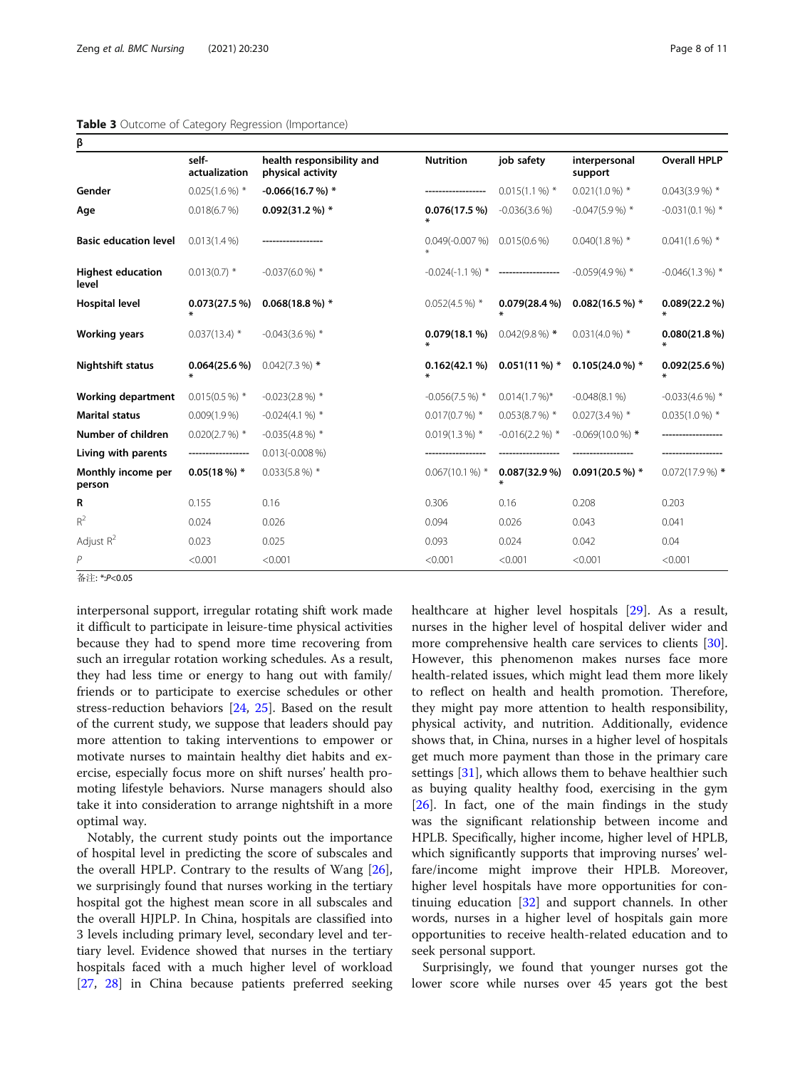**Table 3** Outcome of Category Regression (Importance)

| β | self-actualization | health responsibility and physical activity | Nutrition | job safety | interpersonal support | Overall HPLP |
|---|---|---|---|---|---|---|
| **Gender** | 0.025(1.6 %) * | **-0.066(16.7 %) *** | ------------------ | 0.015(1.1 %) * | 0.021(1.0 %) * | 0.043(3.9 %) * |
| **Age** | 0.018(6.7 %) | **0.092(31.2 %) *** | **0.076(17.5 %) *** | -0.036(3.6 %) | -0.047(5.9 %) * | -0.031(0.1 %) * |
| **Basic education level** | 0.013(1.4 %) | ------------------ | 0.049(-0.007 %) * | 0.015(0.6 %) | 0.040(1.8 %) * | 0.041(1.6 %) * |
| **Highest education level** | 0.013(0.7) * | -0.037(6.0 %) * | -0.024(-1.1 %) * | ------------------ | -0.059(4.9 %) * | -0.046(1.3 %) * |
| **Hospital level** | **0.073(27.5 %) *** | **0.068(18.8 %) *** | 0.052(4.5 %) * | **0.079(28.4 %) *** | **0.082(16.5 %) *** | **0.089(22.2 %) *** |
| **Working years** | 0.037(13.4) * | -0.043(3.6 %) * | **0.079(18.1 %) *** | 0.042(9.8 %) * | 0.031(4.0 %) * | **0.080(21.8 %) *** |
| **Nightshift status** | **0.064(25.6 %) *** | 0.042(7.3 %) * | **0.162(42.1 %) *** | **0.051(11 %) *** | **0.105(24.0 %) *** | **0.092(25.6 %) *** |
| **Working department** | 0.015(0.5 %) * | -0.023(2.8 %) * | -0.056(7.5 %) * | 0.014(1.7 %)* | -0.048(8.1 %) | -0.033(4.6 %) * |
| **Marital status** | 0.009(1.9 %) | -0.024(4.1 %) * | 0.017(0.7 %) * | 0.053(8.7 %) * | 0.027(3.4 %) * | 0.035(1.0 %) * |
| **Number of children** | 0.020(2.7 %) * | -0.035(4.8 %) * | 0.019(1.3 %) * | -0.016(2.2 %) * | -0.069(10.0 %) * | ------------------ |
| **Living with parents** | ------------------ | 0.013(-0.008 %) | ------------------ | ------------------ | ------------------ | ------------------ |
| **Monthly income per person** | **0.05(18 %) *** | 0.033(5.8 %) * | 0.067(10.1 %) * | **0.087(32.9 %) *** | **0.091(20.5 %) *** | 0.072(17.9 %) * |
| **R** | 0.155 | 0.16 | 0.306 | 0.16 | 0.208 | 0.203 |
| $R^2$ | 0.024 | 0.026 | 0.094 | 0.026 | 0.043 | 0.041 |
| Adjust $R^2$ | 0.023 | 0.025 | 0.093 | 0.024 | 0.042 | 0.04 |
| $P$ | <0.001 | <0.001 | <0.001 | <0.001 | <0.001 | <0.001 |

备注: *:$P$<0.05

interpersonal support, irregular rotating shift work made it difficult to participate in leisure-time physical activities because they had to spend more time recovering from such an irregular rotation working schedules. As a result, they had less time or energy to hang out with family/friends or to participate to exercise schedules or other stress-reduction behaviors [24, 25]. Based on the result of the current study, we suppose that leaders should pay more attention to taking interventions to empower or motivate nurses to maintain healthy diet habits and exercise, especially focus more on shift nurses' health promoting lifestyle behaviors. Nurse managers should also take it into consideration to arrange nightshift in a more optimal way.

Notably, the current study points out the importance of hospital level in predicting the score of subscales and the overall HPLP. Contrary to the results of Wang [26], we surprisingly found that nurses working in the tertiary hospital got the highest mean score in all subscales and the overall HJPLP. In China, hospitals are classified into 3 levels including primary level, secondary level and tertiary level. Evidence showed that nurses in the tertiary hospitals faced with a much higher level of workload [27, 28] in China because patients preferred seeking healthcare at higher level hospitals [29]. As a result, nurses in the higher level of hospital deliver wider and more comprehensive health care services to clients [30]. However, this phenomenon makes nurses face more health-related issues, which might lead them more likely to reflect on health and health promotion. Therefore, they might pay more attention to health responsibility, physical activity, and nutrition. Additionally, evidence shows that, in China, nurses in a higher level of hospitals get much more payment than those in the primary care settings [31], which allows them to behave healthier such as buying quality healthy food, exercising in the gym [26]. In fact, one of the main findings in the study was the significant relationship between income and HPLB. Specifically, higher income, higher level of HPLB, which significantly supports that improving nurses' welfare/income might improve their HPLB. Moreover, higher level hospitals have more opportunities for continuing education [32] and support channels. In other words, nurses in a higher level of hospitals gain more opportunities to receive health-related education and to seek personal support.

Surprisingly, we found that younger nurses got the lower score while nurses over 45 years got the best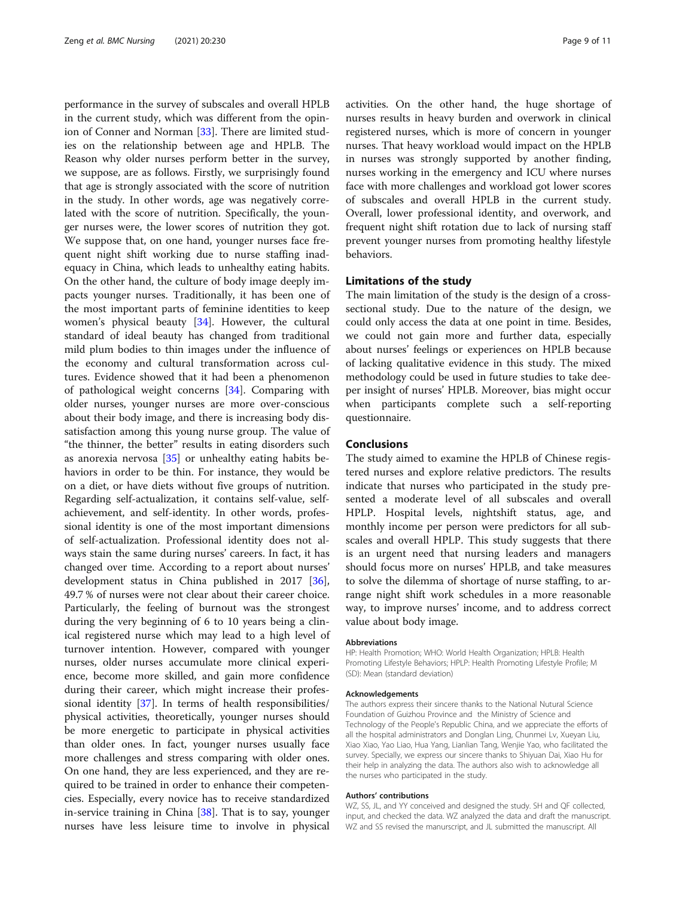performance in the survey of subscales and overall HPLB in the current study, which was different from the opinion of Conner and Norman [33]. There are limited studies on the relationship between age and HPLB. The Reason why older nurses perform better in the survey, we suppose, are as follows. Firstly, we surprisingly found that age is strongly associated with the score of nutrition in the study. In other words, age was negatively correlated with the score of nutrition. Specifically, the younger nurses were, the lower scores of nutrition they got. We suppose that, on one hand, younger nurses face frequent night shift working due to nurse staffing inadequacy in China, which leads to unhealthy eating habits. On the other hand, the culture of body image deeply impacts younger nurses. Traditionally, it has been one of the most important parts of feminine identities to keep women's physical beauty [34]. However, the cultural standard of ideal beauty has changed from traditional mild plum bodies to thin images under the influence of the economy and cultural transformation across cultures. Evidence showed that it had been a phenomenon of pathological weight concerns [34]. Comparing with older nurses, younger nurses are more over-conscious about their body image, and there is increasing body dissatisfaction among this young nurse group. The value of "the thinner, the better" results in eating disorders such as anorexia nervosa [35] or unhealthy eating habits behaviors in order to be thin. For instance, they would be on a diet, or have diets without five groups of nutrition. Regarding self-actualization, it contains self-value, self-achievement, and self-identity. In other words, professional identity is one of the most important dimensions of self-actualization. Professional identity does not always stain the same during nurses' careers. In fact, it has changed over time. According to a report about nurses' development status in China published in 2017 [36], 49.7 % of nurses were not clear about their career choice. Particularly, the feeling of burnout was the strongest during the very beginning of 6 to 10 years being a clinical registered nurse which may lead to a high level of turnover intention. However, compared with younger nurses, older nurses accumulate more clinical experience, become more skilled, and gain more confidence during their career, which might increase their professional identity [37]. In terms of health responsibilities/ physical activities, theoretically, younger nurses should be more energetic to participate in physical activities than older ones. In fact, younger nurses usually face more challenges and stress comparing with older ones. On one hand, they are less experienced, and they are required to be trained in order to enhance their competencies. Especially, every novice has to receive standardized in-service training in China [38]. That is to say, younger nurses have less leisure time to involve in physical activities. On the other hand, the huge shortage of nurses results in heavy burden and overwork in clinical registered nurses, which is more of concern in younger nurses. That heavy workload would impact on the HPLB in nurses was strongly supported by another finding, nurses working in the emergency and ICU where nurses face with more challenges and workload got lower scores of subscales and overall HPLB in the current study. Overall, lower professional identity, and overwork, and frequent night shift rotation due to lack of nursing staff prevent younger nurses from promoting healthy lifestyle behaviors.

## Limitations of the study

The main limitation of the study is the design of a cross-sectional study. Due to the nature of the design, we could only access the data at one point in time. Besides, we could not gain more and further data, especially about nurses' feelings or experiences on HPLB because of lacking qualitative evidence in this study. The mixed methodology could be used in future studies to take deeper insight of nurses' HPLB. Moreover, bias might occur when participants complete such a self-reporting questionnaire.

## Conclusions

The study aimed to examine the HPLB of Chinese registered nurses and explore relative predictors. The results indicate that nurses who participated in the study presented a moderate level of all subscales and overall HPLP. Hospital levels, nightshift status, age, and monthly income per person were predictors for all subscales and overall HPLP. This study suggests that there is an urgent need that nursing leaders and managers should focus more on nurses' HPLB, and take measures to solve the dilemma of shortage of nurse staffing, to arrange night shift work schedules in a more reasonable way, to improve nurses' income, and to address correct value about body image.

#### Abbreviations

HP: Health Promotion; WHO: World Health Organization; HPLB: Health Promoting Lifestyle Behaviors; HPLP: Health Promoting Lifestyle Profile; M (SD): Mean (standard deviation)

#### Acknowledgements

The authors express their sincere thanks to the National Nutural Science Foundation of Guizhou Province and the Ministry of Science and Technology of the People's Republic China, and we appreciate the efforts of all the hospital administrators and Donglan Ling, Chunmei Lv, Xueyan Liu, Xiao Xiao, Yao Liao, Hua Yang, Lianlian Tang, Wenjie Yao, who facilitated the survey. Specially, we express our sincere thanks to Shiyuan Dai, Xiao Hu for their help in analyzing the data. The authors also wish to acknowledge all the nurses who participated in the study.

#### Authors' contributions

WZ, SS, JL, and YY conceived and designed the study. SH and QF collected, input, and checked the data. WZ analyzed the data and draft the manuscript. WZ and SS revised the manurscript, and JL submitted the manuscript. All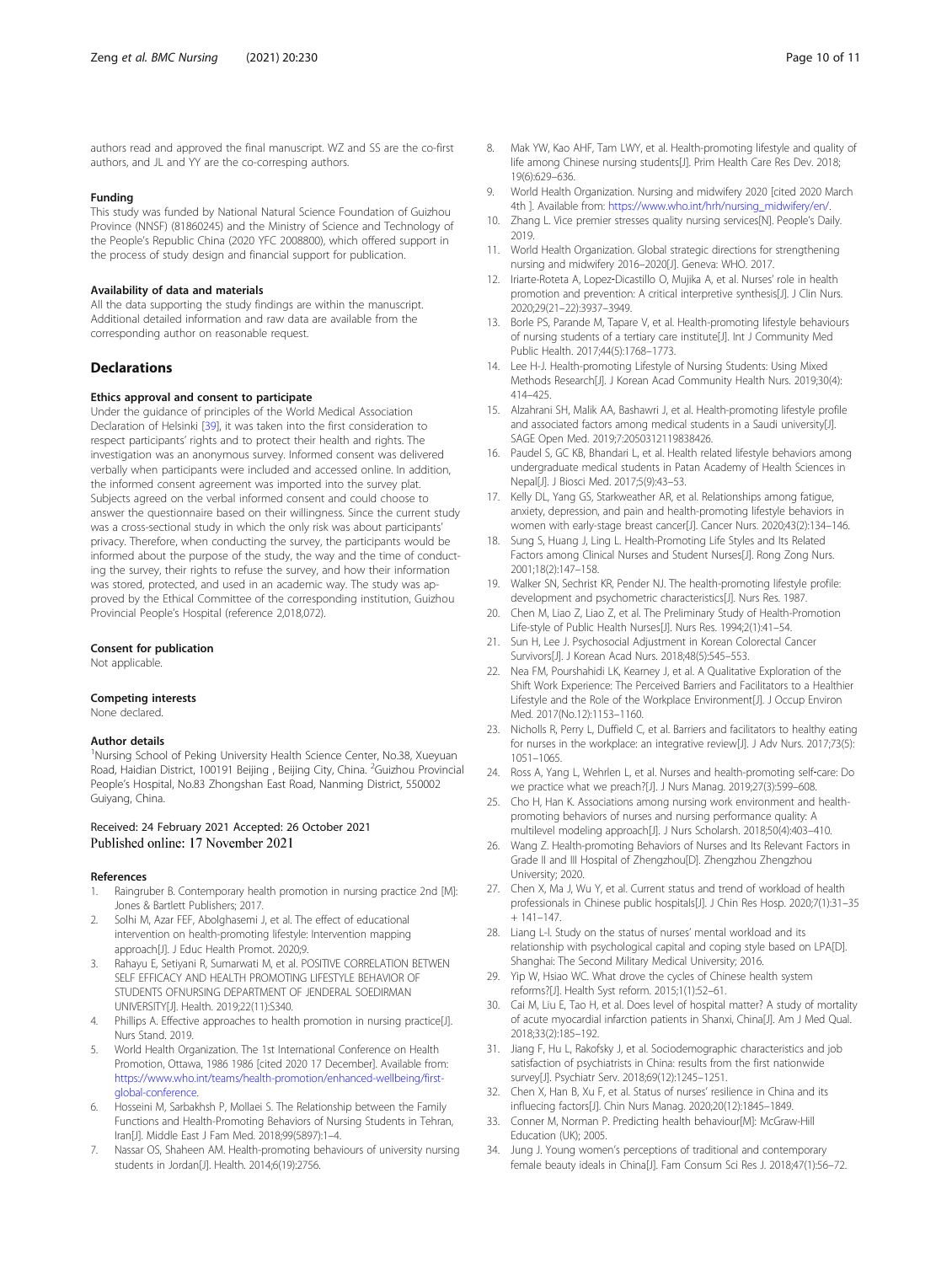authors read and approved the final manuscript. WZ and SS are the co-first authors, and JL and YY are the co-corresping authors.

### Funding

This study was funded by National Natural Science Foundation of Guizhou Province (NNSF) (81860245) and the Ministry of Science and Technology of the People's Republic China (2020 YFC 2008800), which offered support in the process of study design and financial support for publication.

### Availability of data and materials

All the data supporting the study findings are within the manuscript. Additional detailed information and raw data are available from the corresponding author on reasonable request.

## Declarations

### Ethics approval and consent to participate

Under the guidance of principles of the World Medical Association Declaration of Helsinki [39], it was taken into the first consideration to respect participants' rights and to protect their health and rights. The investigation was an anonymous survey. Informed consent was delivered verbally when participants were included and accessed online. In addition, the informed consent agreement was imported into the survey plat. Subjects agreed on the verbal informed consent and could choose to answer the questionnaire based on their willingness. Since the current study was a cross-sectional study in which the only risk was about participants' privacy. Therefore, when conducting the survey, the participants would be informed about the purpose of the study, the way and the time of conducting the survey, their rights to refuse the survey, and how their information was stored, protected, and used in an academic way. The study was approved by the Ethical Committee of the corresponding institution, Guizhou Provincial People's Hospital (reference 2,018,072).

### Consent for publication

Not applicable.

### Competing interests

None declared.

### Author details

[1]Nursing School of Peking University Health Science Center, No.38, Xueyuan Road, Haidian District, 100191 Beijing , Beijing City, China. [2]Guizhou Provincial People's Hospital, No.83 Zhongshan East Road, Nanming District, 550002 Guiyang, China.

Received: 24 February 2021 Accepted: 26 October 2021
Published online: 17 November 2021

### References

1. Raingruber B. Contemporary health promotion in nursing practice 2nd [M]: Jones & Bartlett Publishers; 2017.
2. Solhi M, Azar FEF, Abolghasemi J, et al. The effect of educational intervention on health-promoting lifestyle: Intervention mapping approach[J]. J Educ Health Promot. 2020;9.
3. Rahayu E, Setiyani R, Sumarwati M, et al. POSITIVE CORRELATION BETWEN SELF EFFICACY AND HEALTH PROMOTING LIFESTYLE BEHAVIOR OF STUDENTS OFNURSING DEPARTMENT OF JENDERAL SOEDIRMAN UNIVERSITY[J]. Health. 2019;22(11):S340.
4. Phillips A. Effective approaches to health promotion in nursing practice[J]. Nurs Stand. 2019.
5. World Health Organization. The 1st International Conference on Health Promotion, Ottawa, 1986 1986 [cited 2020 17 December]. Available from: https://www.who.int/teams/health-promotion/enhanced-wellbeing/first-global-conference.
6. Hosseini M, Sarbakhsh P, Mollaei S. The Relationship between the Family Functions and Health-Promoting Behaviors of Nursing Students in Tehran, Iran[J]. Middle East J Fam Med. 2018;99(5897):1–4.
7. Nassar OS, Shaheen AM. Health-promoting behaviours of university nursing students in Jordan[J]. Health. 2014;6(19):2756.
8. Mak YW, Kao AHF, Tam LWY, et al. Health-promoting lifestyle and quality of life among Chinese nursing students[J]. Prim Health Care Res Dev. 2018; 19(6):629–636.
9. World Health Organization. Nursing and midwifery 2020 [cited 2020 March 4th ]. Available from: https://www.who.int/hrh/nursing_midwifery/en/.
10. Zhang L. Vice premier stresses quality nursing services[N]. People's Daily. 2019.
11. World Health Organization. Global strategic directions for strengthening nursing and midwifery 2016–2020[J]. Geneva: WHO. 2017.
12. Iriarte-Roteta A, Lopez-Dicastillo O, Mujika A, et al. Nurses' role in health promotion and prevention: A critical interpretive synthesis[J]. J Clin Nurs. 2020;29(21–22):3937–3949.
13. Borle PS, Parande M, Tapare V, et al. Health-promoting lifestyle behaviours of nursing students of a tertiary care institute[J]. Int J Community Med Public Health. 2017;44(5):1768–1773.
14. Lee H-J. Health-promoting Lifestyle of Nursing Students: Using Mixed Methods Research[J]. J Korean Acad Community Health Nurs. 2019;30(4): 414–425.
15. Alzahrani SH, Malik AA, Bashawri J, et al. Health-promoting lifestyle profile and associated factors among medical students in a Saudi university[J]. SAGE Open Med. 2019;7:2050312119838426.
16. Paudel S, GC KB, Bhandari L, et al. Health related lifestyle behaviors among undergraduate medical students in Patan Academy of Health Sciences in Nepal[J]. J Biosci Med. 2017;5(9):43–53.
17. Kelly DL, Yang GS, Starkweather AR, et al. Relationships among fatigue, anxiety, depression, and pain and health-promoting lifestyle behaviors in women with early-stage breast cancer[J]. Cancer Nurs. 2020;43(2):134–146.
18. Sung S, Huang J, Ling L. Health-Promoting Life Styles and Its Related Factors among Clinical Nurses and Student Nurses[J]. Rong Zong Nurs. 2001;18(2):147–158.
19. Walker SN, Sechrist KR, Pender NJ. The health-promoting lifestyle profile: development and psychometric characteristics[J]. Nurs Res. 1987.
20. Chen M, Liao Z, Liao Z, et al. The Preliminary Study of Health-Promotion Life-style of Public Health Nurses[J]. Nurs Res. 1994;2(1):41–54.
21. Sun H, Lee J. Psychosocial Adjustment in Korean Colorectal Cancer Survivors[J]. J Korean Acad Nurs. 2018;48(5):545–553.
22. Nea FM, Pourshahidi LK, Kearney J, et al. A Qualitative Exploration of the Shift Work Experience: The Perceived Barriers and Facilitators to a Healthier Lifestyle and the Role of the Workplace Environment[J]. J Occup Environ Med. 2017(No.12):1153–1160.
23. Nicholls R, Perry L, Duffield C, et al. Barriers and facilitators to healthy eating for nurses in the workplace: an integrative review[J]. J Adv Nurs. 2017;73(5): 1051–1065.
24. Ross A, Yang L, Wehrlen L, et al. Nurses and health-promoting self-care: Do we practice what we preach?[J]. J Nurs Manag. 2019;27(3):599–608.
25. Cho H, Han K. Associations among nursing work environment and health-promoting behaviors of nurses and nursing performance quality: A multilevel modeling approach[J]. J Nurs Scholarsh. 2018;50(4):403–410.
26. Wang Z. Health-promoting Behaviors of Nurses and Its Relevant Factors in Grade II and III Hospital of Zhengzhou[D]. Zhengzhou Zhengzhou University; 2020.
27. Chen X, Ma J, Wu Y, et al. Current status and trend of workload of health professionals in Chinese public hospitals[J]. J Chin Res Hosp. 2020;7(1):31–35 + 141–147.
28. Liang L-l. Study on the status of nurses' mental workload and its relationship with psychological capital and coping style based on LPA[D]. Shanghai: The Second Military Medical University; 2016.
29. Yip W, Hsiao WC. What drove the cycles of Chinese health system reforms?[J]. Health Syst reform. 2015;1(1):52–61.
30. Cai M, Liu E, Tao H, et al. Does level of hospital matter? A study of mortality of acute myocardial infarction patients in Shanxi, China[J]. Am J Med Qual. 2018;33(2):185–192.
31. Jiang F, Hu L, Rakofsky J, et al. Sociodemographic characteristics and job satisfaction of psychiatrists in China: results from the first nationwide survey[J]. Psychiatr Serv. 2018;69(12):1245–1251.
32. Chen X, Han B, Xu F, et al. Status of nurses' resilience in China and its influecing factors[J]. Chin Nurs Manag. 2020;20(12):1845–1849.
33. Conner M, Norman P. Predicting health behaviour[M]: McGraw-Hill Education (UK); 2005.
34. Jung J. Young women's perceptions of traditional and contemporary female beauty ideals in China[J]. Fam Consum Sci Res J. 2018;47(1):56–72.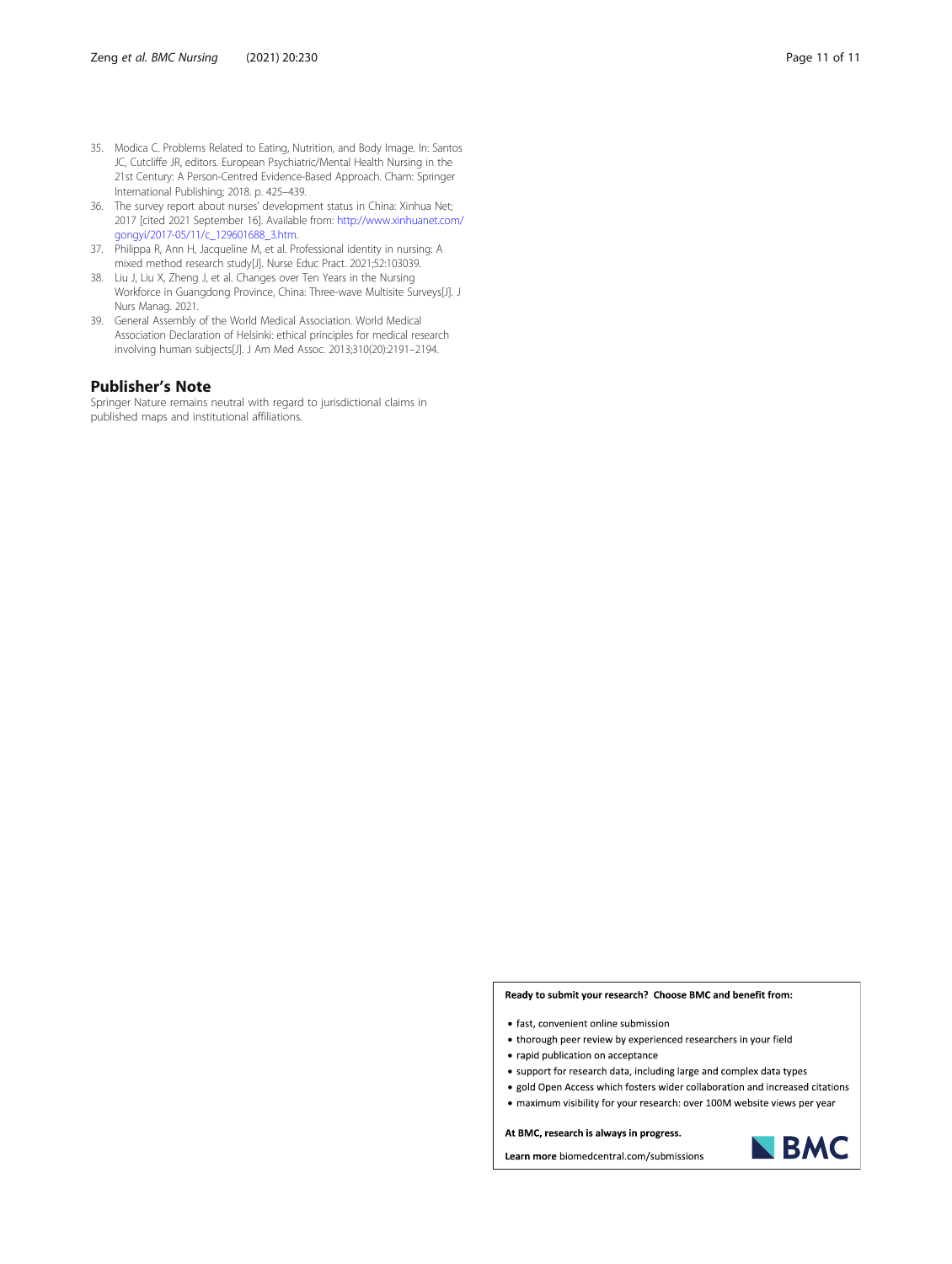35. Modica C. Problems Related to Eating, Nutrition, and Body Image. In: Santos JC, Cutcliffe JR, editors. European Psychiatric/Mental Health Nursing in the 21st Century: A Person-Centred Evidence-Based Approach. Cham: Springer International Publishing; 2018. p. 425–439.
36. The survey report about nurses' development status in China: Xinhua Net; 2017 [cited 2021 September 16]. Available from: http://www.xinhuanet.com/gongyi/2017-05/11/c_129601688_3.htm.
37. Philippa R, Ann H, Jacqueline M, et al. Professional identity in nursing: A mixed method research study[J]. Nurse Educ Pract. 2021;52:103039.
38. Liu J, Liu X, Zheng J, et al. Changes over Ten Years in the Nursing Workforce in Guangdong Province, China: Three-wave Multisite Surveys[J]. J Nurs Manag. 2021.
39. General Assembly of the World Medical Association. World Medical Association Declaration of Helsinki: ethical principles for medical research involving human subjects[J]. J Am Med Assoc. 2013;310(20):2191–2194.

## Publisher's Note

Springer Nature remains neutral with regard to jurisdictional claims in published maps and institutional affiliations.

**Ready to submit your research? Choose BMC and benefit from:**

- fast, convenient online submission
- thorough peer review by experienced researchers in your field
- rapid publication on acceptance
- support for research data, including large and complex data types
- gold Open Access which fosters wider collaboration and increased citations
- maximum visibility for your research: over 100M website views per year

**At BMC, research is always in progress.**

**Learn more** biomedcentral.com/submissions

BMC